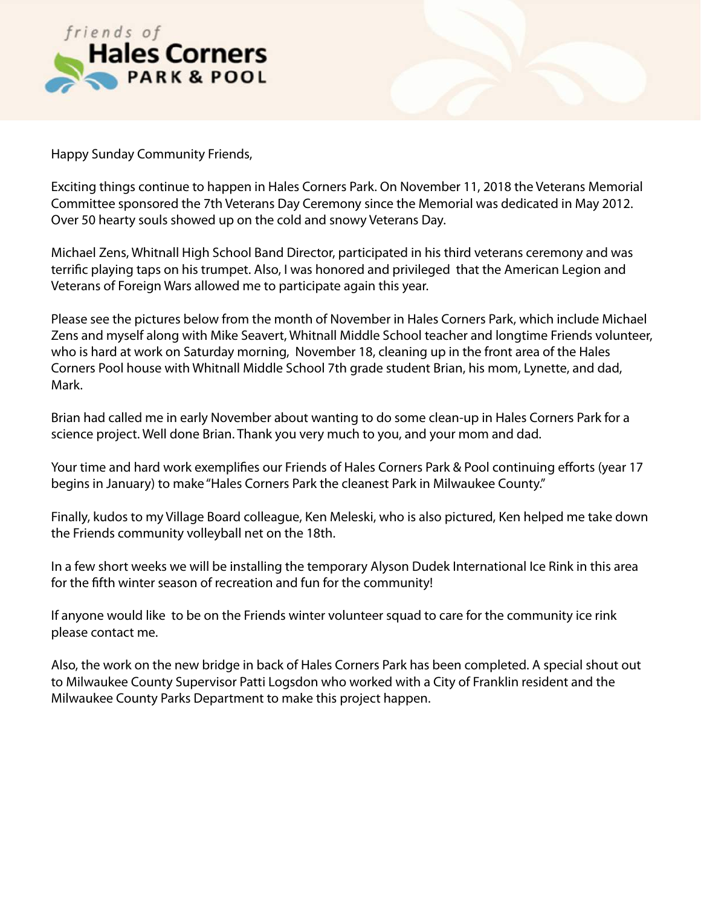friends of **Hales Corners** PARK & POOL

Happy Sunday Community Friends,

Exciting things continue to happen in Hales Corners Park. On November 11, 2018 the Veterans Memorial Committee sponsored the 7th Veterans Day Ceremony since the Memorial was dedicated in May 2012. Over 50 hearty souls showed up on the cold and snowy Veterans Day.

Michael Zens, Whitnall High School Band Director, participated in his third veterans ceremony and was terrific playing taps on his trumpet. Also, I was honored and privileged that the American Legion and Veterans of Foreign Wars allowed me to participate again this year.

Please see the pictures below from the month of November in Hales Corners Park, which include Michael Zens and myself along with Mike Seavert, Whitnall Middle School teacher and longtime Friends volunteer, who is hard at work on Saturday morning, November 18, cleaning up in the front area of the Hales Corners Pool house with Whitnall Middle School 7th grade student Brian, his mom, Lynette, and dad, Mark.

Brian had called me in early November about wanting to do some clean-up in Hales Corners Park for a science project. Well done Brian. Thank you very much to you, and your mom and dad.

Your time and hard work exemplifies our Friends of Hales Corners Park & Pool continuing efforts (year 17 begins in January) to make "Hales Corners Park the cleanest Park in Milwaukee County."

Finally, kudos to my Village Board colleague, Ken Meleski, who is also pictured, Ken helped me take down the Friends community volleyball net on the 18th.

In a few short weeks we will be installing the temporary Alyson Dudek International Ice Rink in this area for the fifth winter season of recreation and fun for the community!

If anyone would like to be on the Friends winter volunteer squad to care for the community ice rink please contact me.

Also, the work on the new bridge in back of Hales Corners Park has been completed. A special shout out to Milwaukee County Supervisor Patti Logsdon who worked with a City of Franklin resident and the Milwaukee County Parks Department to make this project happen.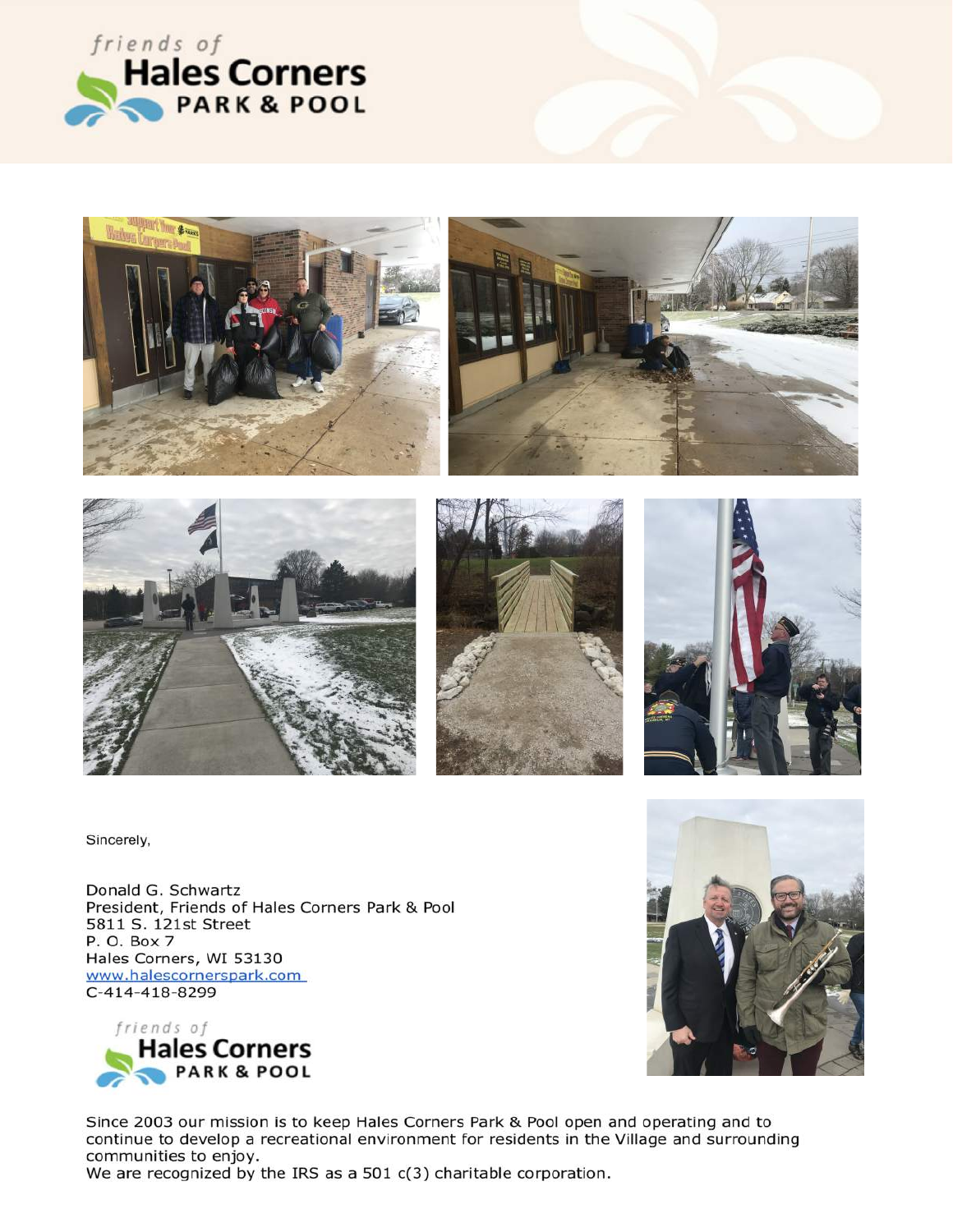Sincerely,

Donald G. Schwartz
President, Friends of Hales Corners Park & Pool
5811 S. 121st Street
P. O. Box 7
Hales Corners, WI 53130
www.halescornerspark.com
C-414-418-8299

Since 2003 our mission is to keep Hales Corners Park & Pool open and operating and to continue to develop a recreational environment for residents in the Village and surrounding communities to enjoy.
We are recognized by the IRS as a 501 c(3) charitable corporation.